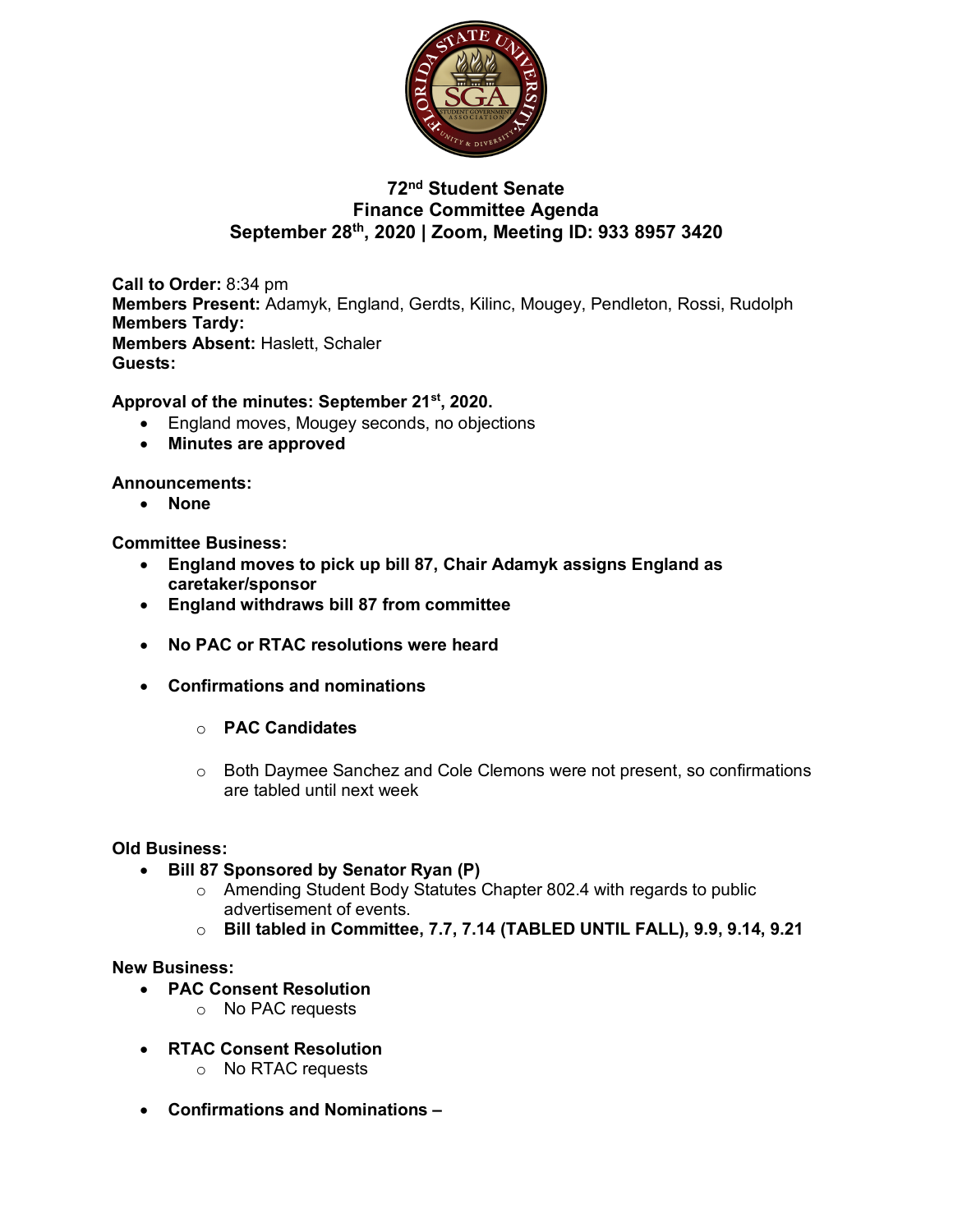# 72nd Student Senate
## Finance Committee Agenda
## September 28th, 2020 | Zoom, Meeting ID: 933 8957 3420

**Call to Order:** 8:34 pm
**Members Present:** Adamyk, England, Gerdts, Kilinc, Mougey, Pendleton, Rossi, Rudolph
**Members Tardy:**
**Members Absent:** Haslett, Schaler
**Guests:**

**Approval of the minutes: September 21st, 2020.**

- England moves, Mougey seconds, no objections
- **Minutes are approved**

**Announcements:**

- **None**

**Committee Business:**

- **England moves to pick up bill 87, Chair Adamyk assigns England as caretaker/sponsor**
- **England withdraws bill 87 from committee**
- **No PAC or RTAC resolutions were heard**
- **Confirmations and nominations**
  - **PAC Candidates**
  - Both Daymee Sanchez and Cole Clemons were not present, so confirmations are tabled until next week

**Old Business:**

- **Bill 87 Sponsored by Senator Ryan (P)**
  - Amending Student Body Statutes Chapter 802.4 with regards to public advertisement of events.
  - **Bill tabled in Committee, 7.7, 7.14 (TABLED UNTIL FALL), 9.9, 9.14, 9.21**

**New Business:**

- **PAC Consent Resolution**
  - No PAC requests
- **RTAC Consent Resolution**
  - No RTAC requests
- **Confirmations and Nominations –**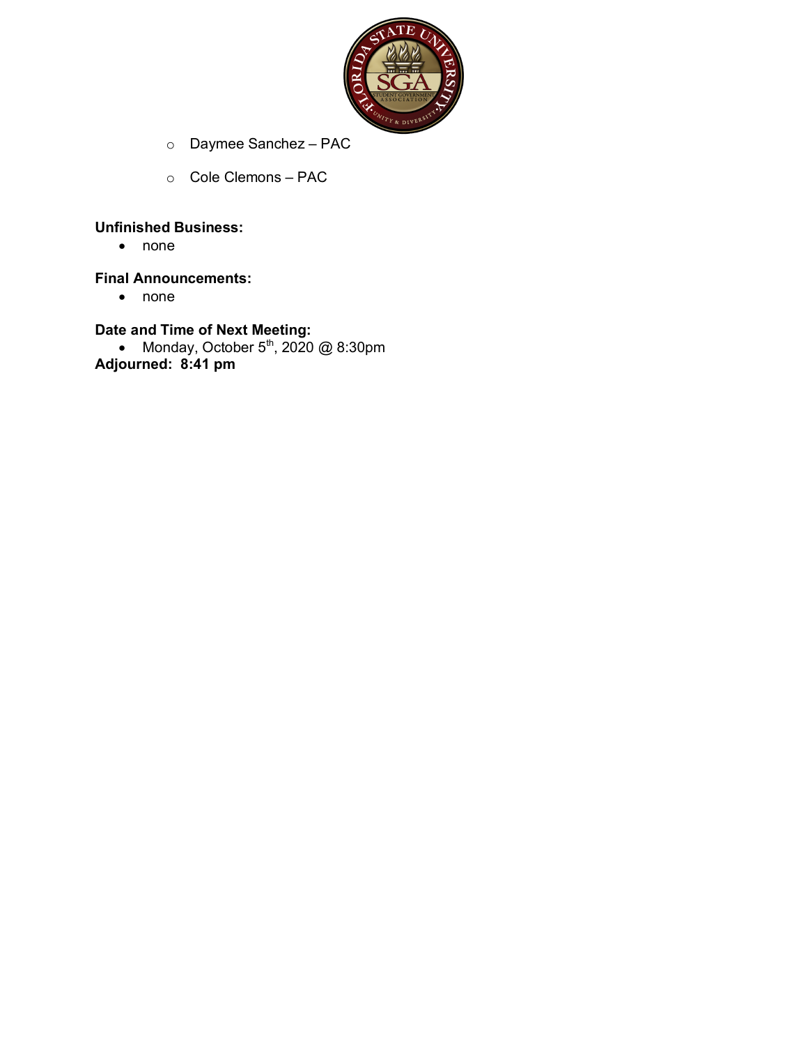- Daymee Sanchez – PAC
- Cole Clemons – PAC

**Unfinished Business:**

- none

**Final Announcements:**

- none

**Date and Time of Next Meeting:**

- Monday, October 5th, 2020 @ 8:30pm

**Adjourned: 8:41 pm**